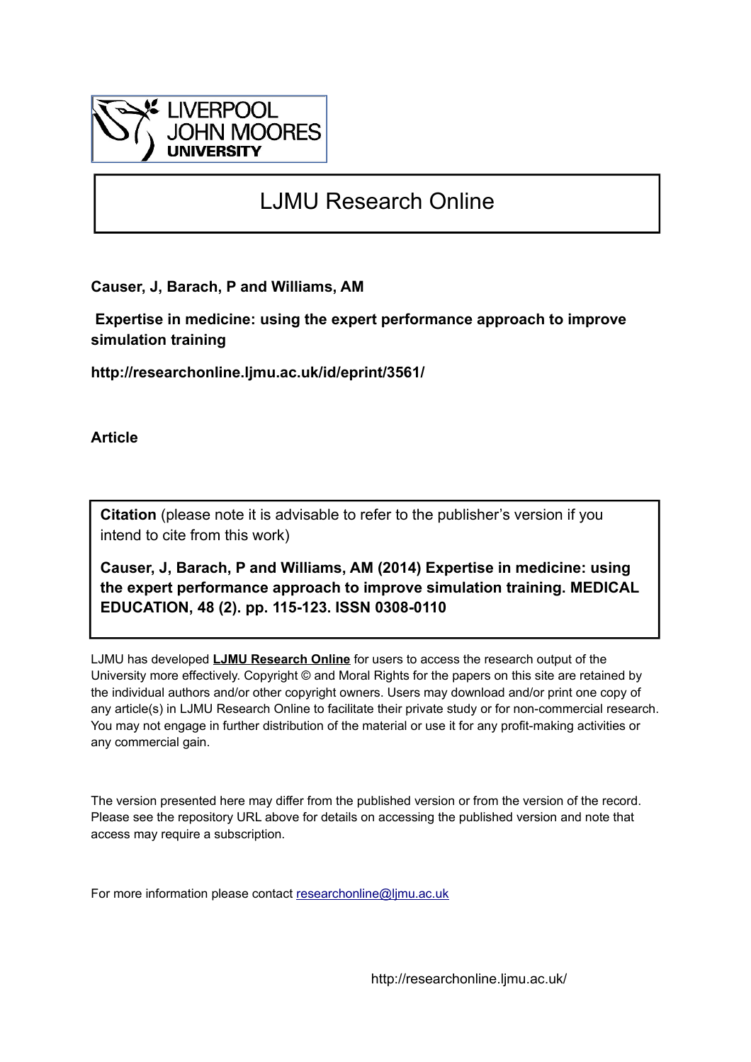LIVERPOOL JOHN MOORES UNIVERSITY

# LJMU Research Online

**Causer, J, Barach, P and Williams, AM**

**Expertise in medicine: using the expert performance approach to improve simulation training**

**http://researchonline.ljmu.ac.uk/id/eprint/3561/**

**Article**

**Citation** (please note it is advisable to refer to the publisher's version if you intend to cite from this work)

**Causer, J, Barach, P and Williams, AM (2014) Expertise in medicine: using the expert performance approach to improve simulation training. MEDICAL EDUCATION, 48 (2). pp. 115-123. ISSN 0308-0110**

LJMU has developed **LJMU Research Online** for users to access the research output of the University more effectively. Copyright © and Moral Rights for the papers on this site are retained by the individual authors and/or other copyright owners. Users may download and/or print one copy of any article(s) in LJMU Research Online to facilitate their private study or for non-commercial research. You may not engage in further distribution of the material or use it for any profit-making activities or any commercial gain.

The version presented here may differ from the published version or from the version of the record. Please see the repository URL above for details on accessing the published version and note that access may require a subscription.

For more information please contact researchonline@ljmu.ac.uk

http://researchonline.ljmu.ac.uk/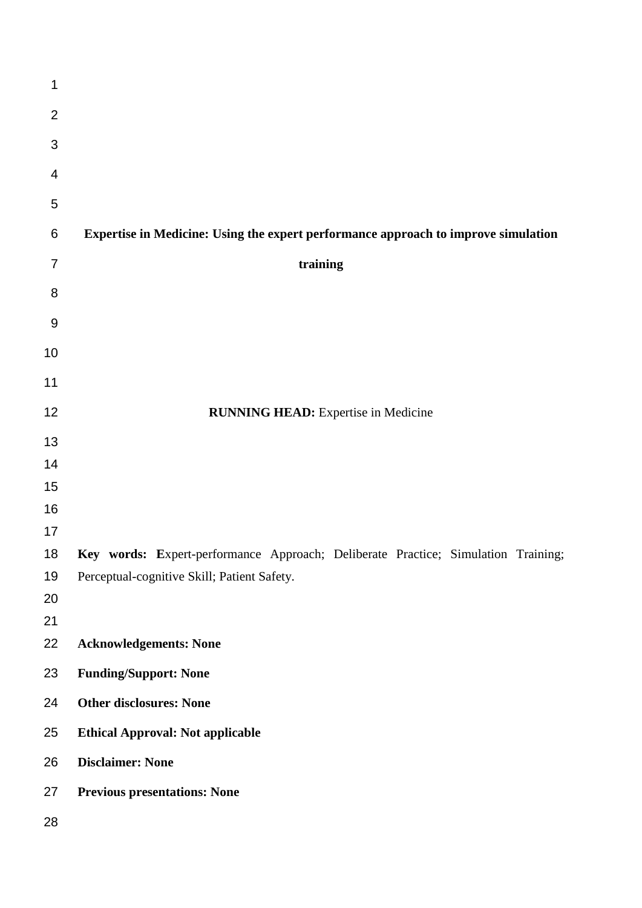# Expertise in Medicine: Using the expert performance approach to improve simulation training

**RUNNING HEAD:** Expertise in Medicine

**Key words:** Expert-performance Approach; Deliberate Practice; Simulation Training; Perceptual-cognitive Skill; Patient Safety.

**Acknowledgements: None**

**Funding/Support: None**

**Other disclosures: None**

**Ethical Approval: Not applicable**

**Disclaimer: None**

**Previous presentations: None**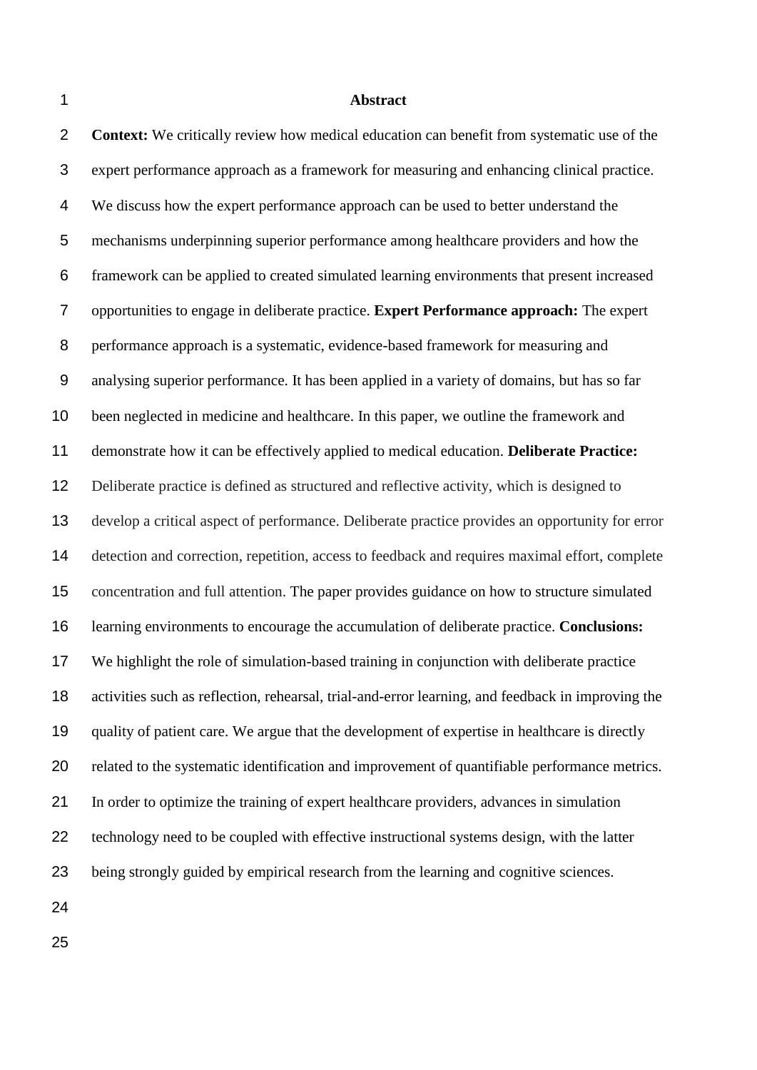## Abstract

**Context:** We critically review how medical education can benefit from systematic use of the expert performance approach as a framework for measuring and enhancing clinical practice. We discuss how the expert performance approach can be used to better understand the mechanisms underpinning superior performance among healthcare providers and how the framework can be applied to created simulated learning environments that present increased opportunities to engage in deliberate practice. **Expert Performance approach:** The expert performance approach is a systematic, evidence-based framework for measuring and analysing superior performance. It has been applied in a variety of domains, but has so far been neglected in medicine and healthcare. In this paper, we outline the framework and demonstrate how it can be effectively applied to medical education. **Deliberate Practice:** Deliberate practice is defined as structured and reflective activity, which is designed to develop a critical aspect of performance. Deliberate practice provides an opportunity for error detection and correction, repetition, access to feedback and requires maximal effort, complete concentration and full attention. The paper provides guidance on how to structure simulated learning environments to encourage the accumulation of deliberate practice. **Conclusions:** We highlight the role of simulation-based training in conjunction with deliberate practice activities such as reflection, rehearsal, trial-and-error learning, and feedback in improving the quality of patient care. We argue that the development of expertise in healthcare is directly related to the systematic identification and improvement of quantifiable performance metrics. In order to optimize the training of expert healthcare providers, advances in simulation technology need to be coupled with effective instructional systems design, with the latter being strongly guided by empirical research from the learning and cognitive sciences.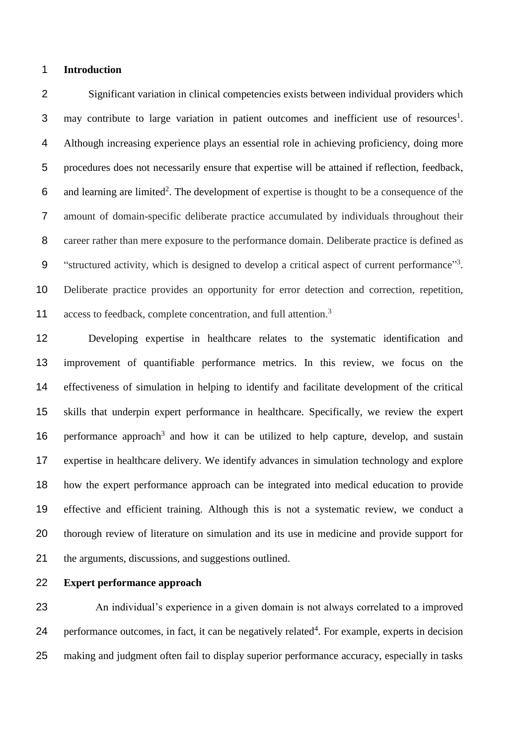## Introduction

Significant variation in clinical competencies exists between individual providers which may contribute to large variation in patient outcomes and inefficient use of resources[1]. Although increasing experience plays an essential role in achieving proficiency, doing more procedures does not necessarily ensure that expertise will be attained if reflection, feedback, and learning are limited[2]. The development of expertise is thought to be a consequence of the amount of domain-specific deliberate practice accumulated by individuals throughout their career rather than mere exposure to the performance domain. Deliberate practice is defined as "structured activity, which is designed to develop a critical aspect of current performance"[3]. Deliberate practice provides an opportunity for error detection and correction, repetition, access to feedback, complete concentration, and full attention.[3]

Developing expertise in healthcare relates to the systematic identification and improvement of quantifiable performance metrics. In this review, we focus on the effectiveness of simulation in helping to identify and facilitate development of the critical skills that underpin expert performance in healthcare. Specifically, we review the expert performance approach[3] and how it can be utilized to help capture, develop, and sustain expertise in healthcare delivery. We identify advances in simulation technology and explore how the expert performance approach can be integrated into medical education to provide effective and efficient training. Although this is not a systematic review, we conduct a thorough review of literature on simulation and its use in medicine and provide support for the arguments, discussions, and suggestions outlined.

## Expert performance approach

An individual's experience in a given domain is not always correlated to a improved performance outcomes, in fact, it can be negatively related[4]. For example, experts in decision making and judgment often fail to display superior performance accuracy, especially in tasks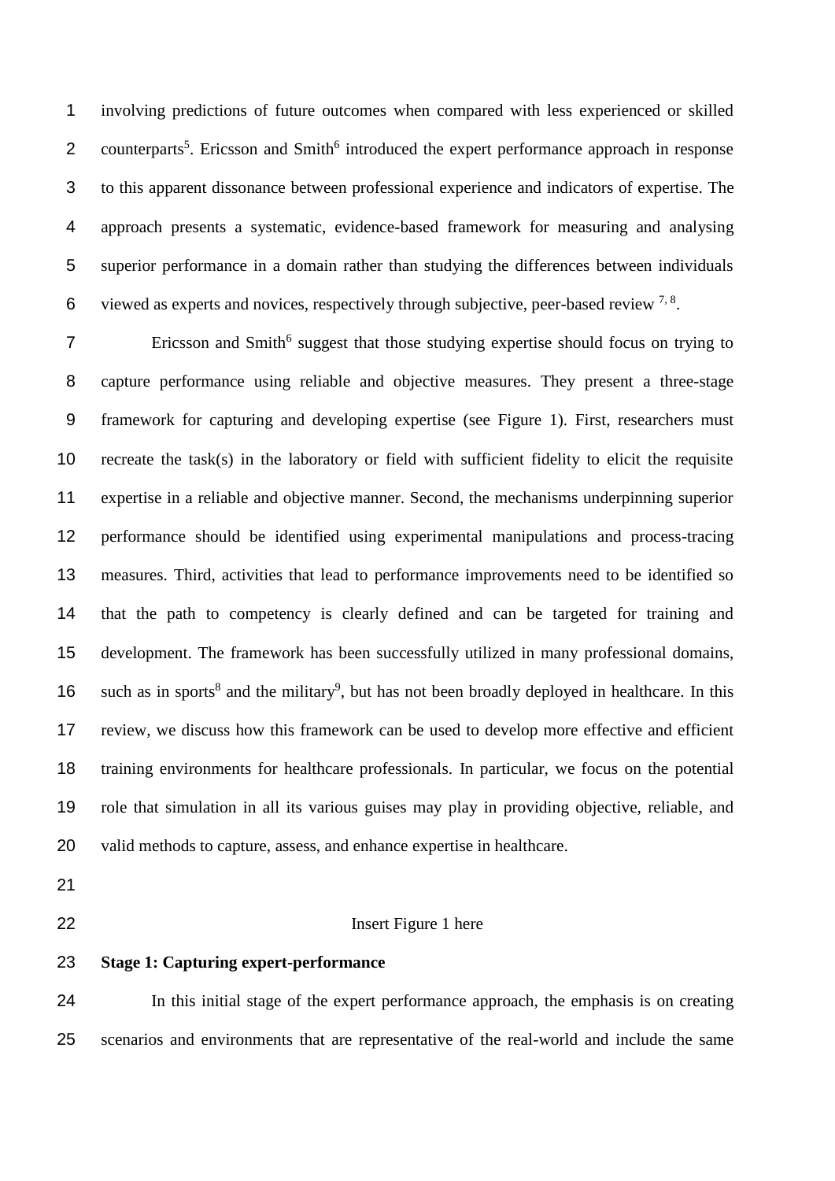involving predictions of future outcomes when compared with less experienced or skilled counterparts[5]. Ericsson and Smith[6] introduced the expert performance approach in response to this apparent dissonance between professional experience and indicators of expertise. The approach presents a systematic, evidence-based framework for measuring and analysing superior performance in a domain rather than studying the differences between individuals viewed as experts and novices, respectively through subjective, peer-based review [7, 8].

Ericsson and Smith[6] suggest that those studying expertise should focus on trying to capture performance using reliable and objective measures. They present a three-stage framework for capturing and developing expertise (see Figure 1). First, researchers must recreate the task(s) in the laboratory or field with sufficient fidelity to elicit the requisite expertise in a reliable and objective manner. Second, the mechanisms underpinning superior performance should be identified using experimental manipulations and process-tracing measures. Third, activities that lead to performance improvements need to be identified so that the path to competency is clearly defined and can be targeted for training and development. The framework has been successfully utilized in many professional domains, such as in sports[8] and the military[9], but has not been broadly deployed in healthcare. In this review, we discuss how this framework can be used to develop more effective and efficient training environments for healthcare professionals. In particular, we focus on the potential role that simulation in all its various guises may play in providing objective, reliable, and valid methods to capture, assess, and enhance expertise in healthcare.

Insert Figure 1 here

**Stage 1: Capturing expert-performance**

In this initial stage of the expert performance approach, the emphasis is on creating scenarios and environments that are representative of the real-world and include the same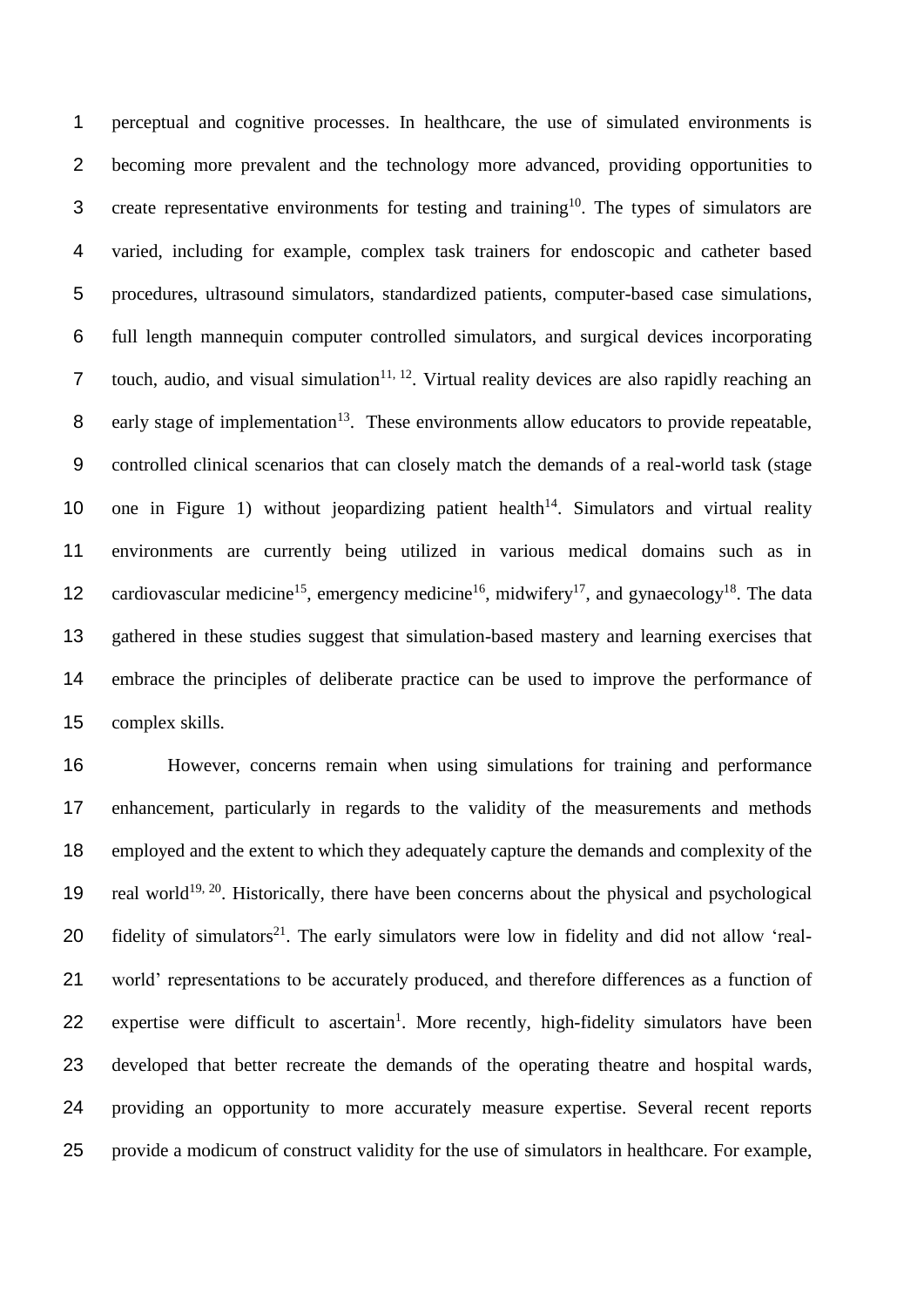perceptual and cognitive processes. In healthcare, the use of simulated environments is becoming more prevalent and the technology more advanced, providing opportunities to create representative environments for testing and training[10]. The types of simulators are varied, including for example, complex task trainers for endoscopic and catheter based procedures, ultrasound simulators, standardized patients, computer-based case simulations, full length mannequin computer controlled simulators, and surgical devices incorporating touch, audio, and visual simulation[11, 12]. Virtual reality devices are also rapidly reaching an early stage of implementation[13]. These environments allow educators to provide repeatable, controlled clinical scenarios that can closely match the demands of a real-world task (stage one in Figure 1) without jeopardizing patient health[14]. Simulators and virtual reality environments are currently being utilized in various medical domains such as in cardiovascular medicine[15], emergency medicine[16], midwifery[17], and gynaecology[18]. The data gathered in these studies suggest that simulation-based mastery and learning exercises that embrace the principles of deliberate practice can be used to improve the performance of complex skills.

However, concerns remain when using simulations for training and performance enhancement, particularly in regards to the validity of the measurements and methods employed and the extent to which they adequately capture the demands and complexity of the real world[19, 20]. Historically, there have been concerns about the physical and psychological fidelity of simulators[21]. The early simulators were low in fidelity and did not allow 'real-world' representations to be accurately produced, and therefore differences as a function of expertise were difficult to ascertain[1]. More recently, high-fidelity simulators have been developed that better recreate the demands of the operating theatre and hospital wards, providing an opportunity to more accurately measure expertise. Several recent reports provide a modicum of construct validity for the use of simulators in healthcare. For example,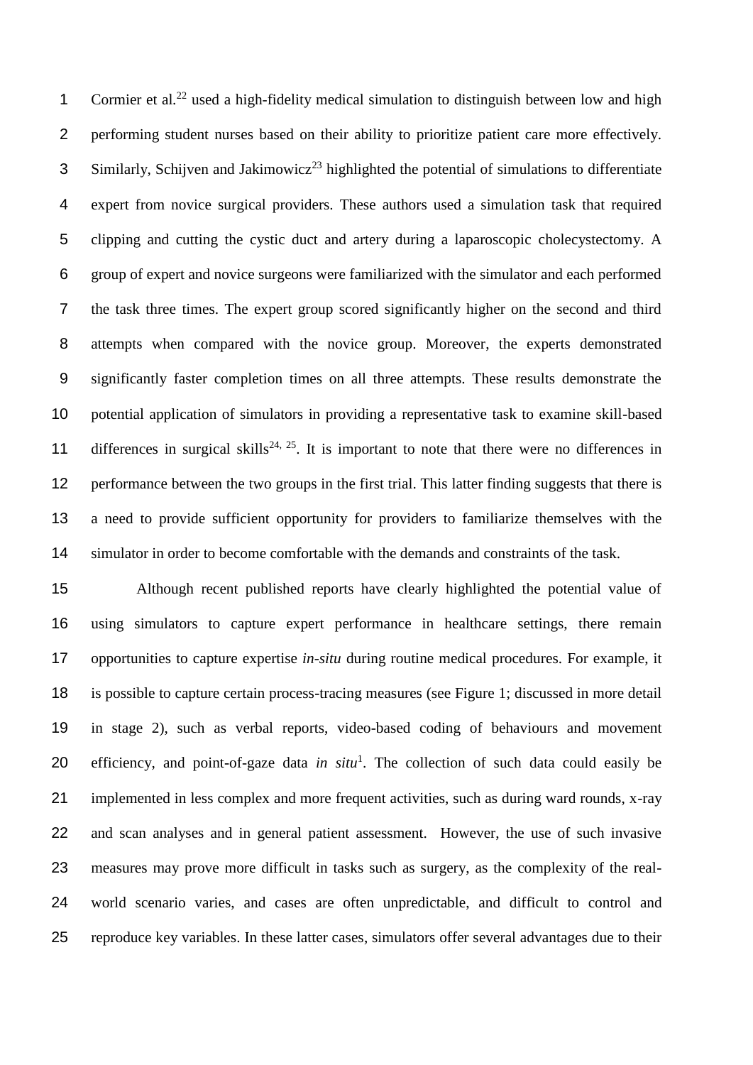Cormier et al.[22] used a high-fidelity medical simulation to distinguish between low and high performing student nurses based on their ability to prioritize patient care more effectively. Similarly, Schijven and Jakimowicz[23] highlighted the potential of simulations to differentiate expert from novice surgical providers. These authors used a simulation task that required clipping and cutting the cystic duct and artery during a laparoscopic cholecystectomy. A group of expert and novice surgeons were familiarized with the simulator and each performed the task three times. The expert group scored significantly higher on the second and third attempts when compared with the novice group. Moreover, the experts demonstrated significantly faster completion times on all three attempts. These results demonstrate the potential application of simulators in providing a representative task to examine skill-based differences in surgical skills[24, 25]. It is important to note that there were no differences in performance between the two groups in the first trial. This latter finding suggests that there is a need to provide sufficient opportunity for providers to familiarize themselves with the simulator in order to become comfortable with the demands and constraints of the task.

Although recent published reports have clearly highlighted the potential value of using simulators to capture expert performance in healthcare settings, there remain opportunities to capture expertise *in-situ* during routine medical procedures. For example, it is possible to capture certain process-tracing measures (see Figure 1; discussed in more detail in stage 2), such as verbal reports, video-based coding of behaviours and movement efficiency, and point-of-gaze data *in situ*[1]. The collection of such data could easily be implemented in less complex and more frequent activities, such as during ward rounds, x-ray and scan analyses and in general patient assessment. However, the use of such invasive measures may prove more difficult in tasks such as surgery, as the complexity of the real-world scenario varies, and cases are often unpredictable, and difficult to control and reproduce key variables. In these latter cases, simulators offer several advantages due to their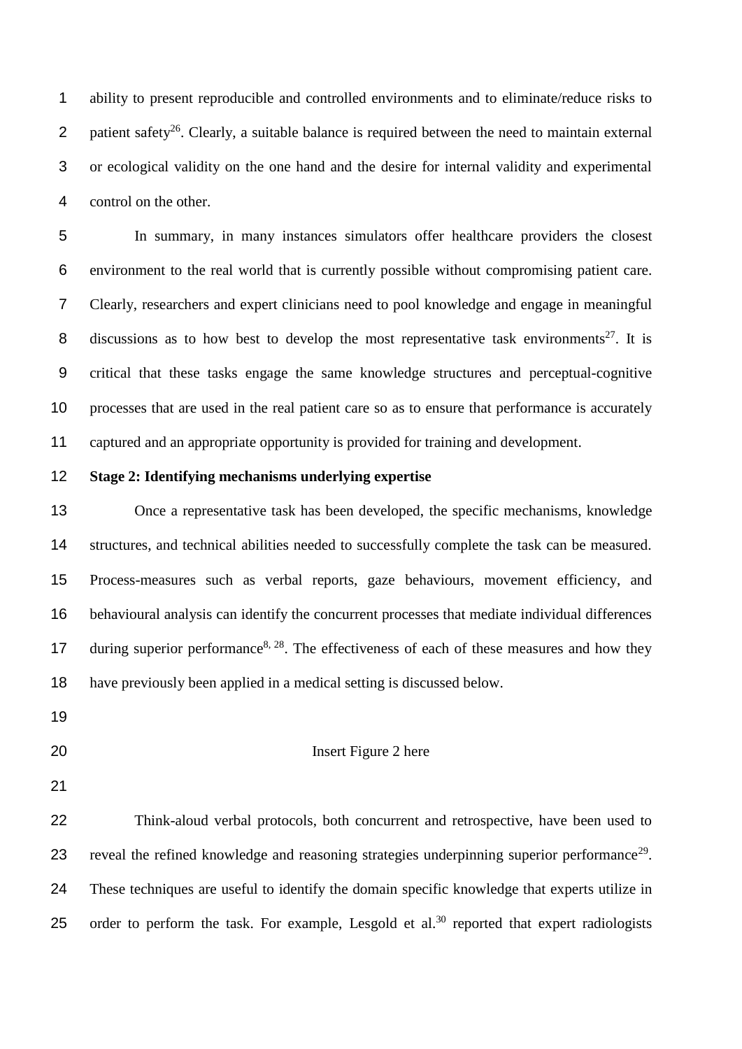ability to present reproducible and controlled environments and to eliminate/reduce risks to patient safety[26]. Clearly, a suitable balance is required between the need to maintain external or ecological validity on the one hand and the desire for internal validity and experimental control on the other.

In summary, in many instances simulators offer healthcare providers the closest environment to the real world that is currently possible without compromising patient care. Clearly, researchers and expert clinicians need to pool knowledge and engage in meaningful discussions as to how best to develop the most representative task environments[27]. It is critical that these tasks engage the same knowledge structures and perceptual-cognitive processes that are used in the real patient care so as to ensure that performance is accurately captured and an appropriate opportunity is provided for training and development.

**Stage 2: Identifying mechanisms underlying expertise**

Once a representative task has been developed, the specific mechanisms, knowledge structures, and technical abilities needed to successfully complete the task can be measured. Process-measures such as verbal reports, gaze behaviours, movement efficiency, and behavioural analysis can identify the concurrent processes that mediate individual differences during superior performance[8, 28]. The effectiveness of each of these measures and how they have previously been applied in a medical setting is discussed below.

Insert Figure 2 here

Think-aloud verbal protocols, both concurrent and retrospective, have been used to reveal the refined knowledge and reasoning strategies underpinning superior performance[29]. These techniques are useful to identify the domain specific knowledge that experts utilize in order to perform the task. For example, Lesgold et al.[30] reported that expert radiologists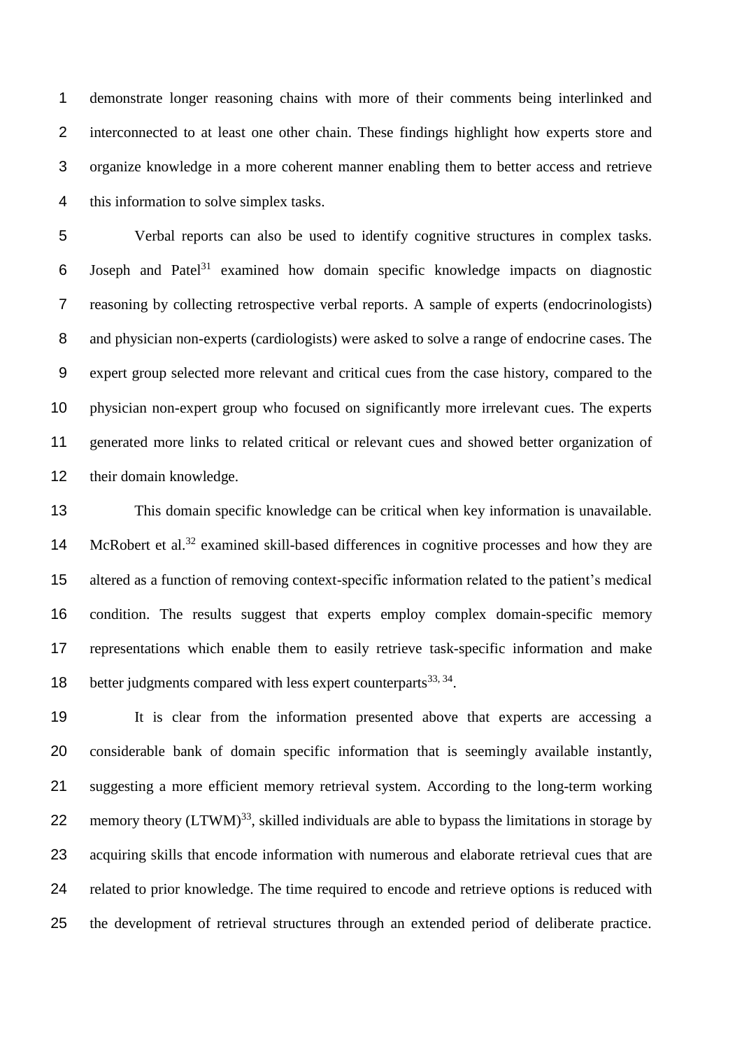demonstrate longer reasoning chains with more of their comments being interlinked and interconnected to at least one other chain. These findings highlight how experts store and organize knowledge in a more coherent manner enabling them to better access and retrieve this information to solve simplex tasks.

Verbal reports can also be used to identify cognitive structures in complex tasks. Joseph and Patel[31] examined how domain specific knowledge impacts on diagnostic reasoning by collecting retrospective verbal reports. A sample of experts (endocrinologists) and physician non-experts (cardiologists) were asked to solve a range of endocrine cases. The expert group selected more relevant and critical cues from the case history, compared to the physician non-expert group who focused on significantly more irrelevant cues. The experts generated more links to related critical or relevant cues and showed better organization of their domain knowledge.

This domain specific knowledge can be critical when key information is unavailable. McRobert et al.[32] examined skill-based differences in cognitive processes and how they are altered as a function of removing context-specific information related to the patient's medical condition. The results suggest that experts employ complex domain-specific memory representations which enable them to easily retrieve task-specific information and make better judgments compared with less expert counterparts[33, 34].

It is clear from the information presented above that experts are accessing a considerable bank of domain specific information that is seemingly available instantly, suggesting a more efficient memory retrieval system. According to the long-term working memory theory (LTWM)[33], skilled individuals are able to bypass the limitations in storage by acquiring skills that encode information with numerous and elaborate retrieval cues that are related to prior knowledge. The time required to encode and retrieve options is reduced with the development of retrieval structures through an extended period of deliberate practice.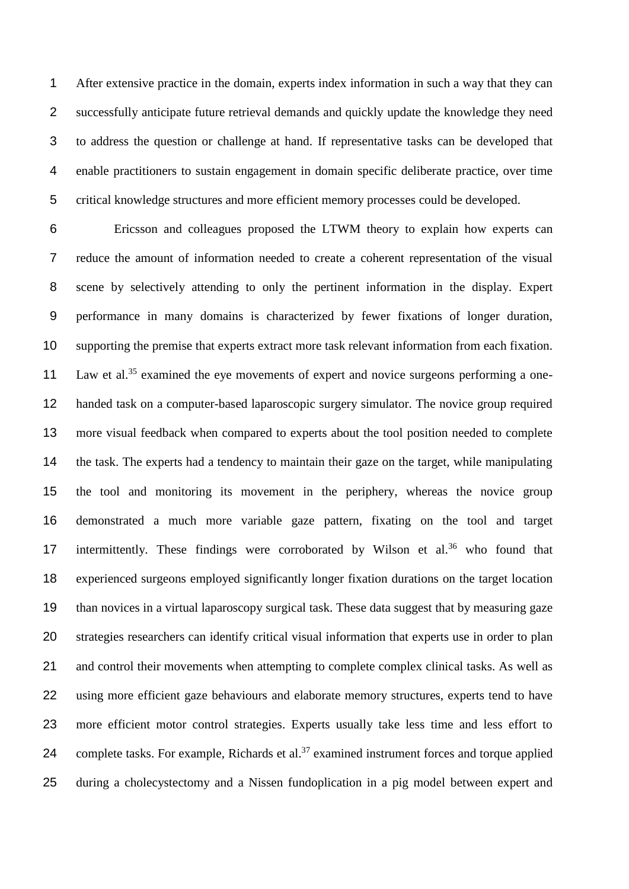After extensive practice in the domain, experts index information in such a way that they can successfully anticipate future retrieval demands and quickly update the knowledge they need to address the question or challenge at hand. If representative tasks can be developed that enable practitioners to sustain engagement in domain specific deliberate practice, over time critical knowledge structures and more efficient memory processes could be developed.

Ericsson and colleagues proposed the LTWM theory to explain how experts can reduce the amount of information needed to create a coherent representation of the visual scene by selectively attending to only the pertinent information in the display. Expert performance in many domains is characterized by fewer fixations of longer duration, supporting the premise that experts extract more task relevant information from each fixation. Law et al.[35] examined the eye movements of expert and novice surgeons performing a one-handed task on a computer-based laparoscopic surgery simulator. The novice group required more visual feedback when compared to experts about the tool position needed to complete the task. The experts had a tendency to maintain their gaze on the target, while manipulating the tool and monitoring its movement in the periphery, whereas the novice group demonstrated a much more variable gaze pattern, fixating on the tool and target intermittently. These findings were corroborated by Wilson et al.[36] who found that experienced surgeons employed significantly longer fixation durations on the target location than novices in a virtual laparoscopy surgical task. These data suggest that by measuring gaze strategies researchers can identify critical visual information that experts use in order to plan and control their movements when attempting to complete complex clinical tasks. As well as using more efficient gaze behaviours and elaborate memory structures, experts tend to have more efficient motor control strategies. Experts usually take less time and less effort to complete tasks. For example, Richards et al.[37] examined instrument forces and torque applied during a cholecystectomy and a Nissen fundoplication in a pig model between expert and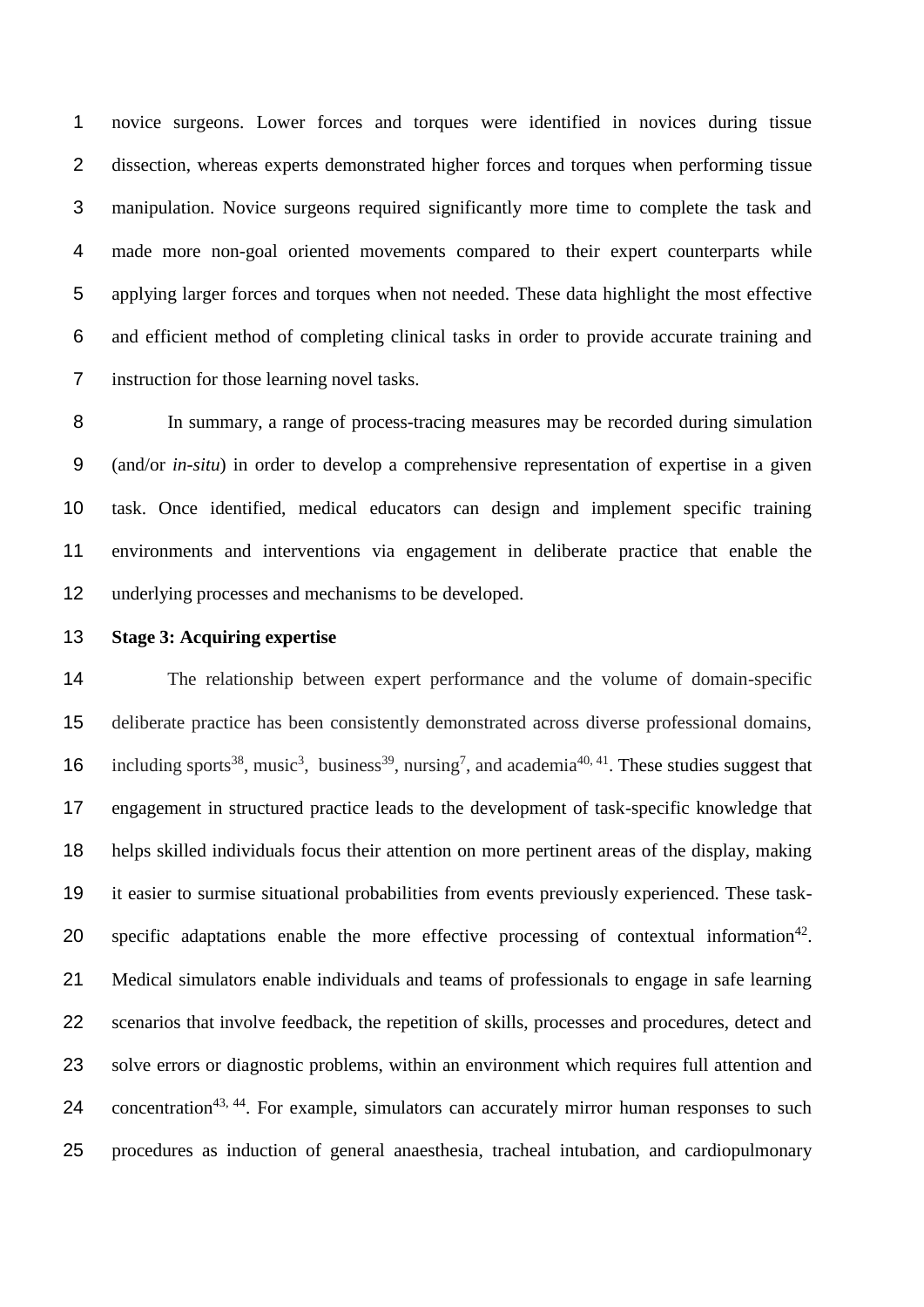novice surgeons. Lower forces and torques were identified in novices during tissue dissection, whereas experts demonstrated higher forces and torques when performing tissue manipulation. Novice surgeons required significantly more time to complete the task and made more non-goal oriented movements compared to their expert counterparts while applying larger forces and torques when not needed. These data highlight the most effective and efficient method of completing clinical tasks in order to provide accurate training and instruction for those learning novel tasks.

In summary, a range of process-tracing measures may be recorded during simulation (and/or *in-situ*) in order to develop a comprehensive representation of expertise in a given task. Once identified, medical educators can design and implement specific training environments and interventions via engagement in deliberate practice that enable the underlying processes and mechanisms to be developed.

**Stage 3: Acquiring expertise**

The relationship between expert performance and the volume of domain-specific deliberate practice has been consistently demonstrated across diverse professional domains, including sports[38], music[3], business[39], nursing[7], and academia[40, 41]. These studies suggest that engagement in structured practice leads to the development of task-specific knowledge that helps skilled individuals focus their attention on more pertinent areas of the display, making it easier to surmise situational probabilities from events previously experienced. These task-specific adaptations enable the more effective processing of contextual information[42]. Medical simulators enable individuals and teams of professionals to engage in safe learning scenarios that involve feedback, the repetition of skills, processes and procedures, detect and solve errors or diagnostic problems, within an environment which requires full attention and concentration[43, 44]. For example, simulators can accurately mirror human responses to such procedures as induction of general anaesthesia, tracheal intubation, and cardiopulmonary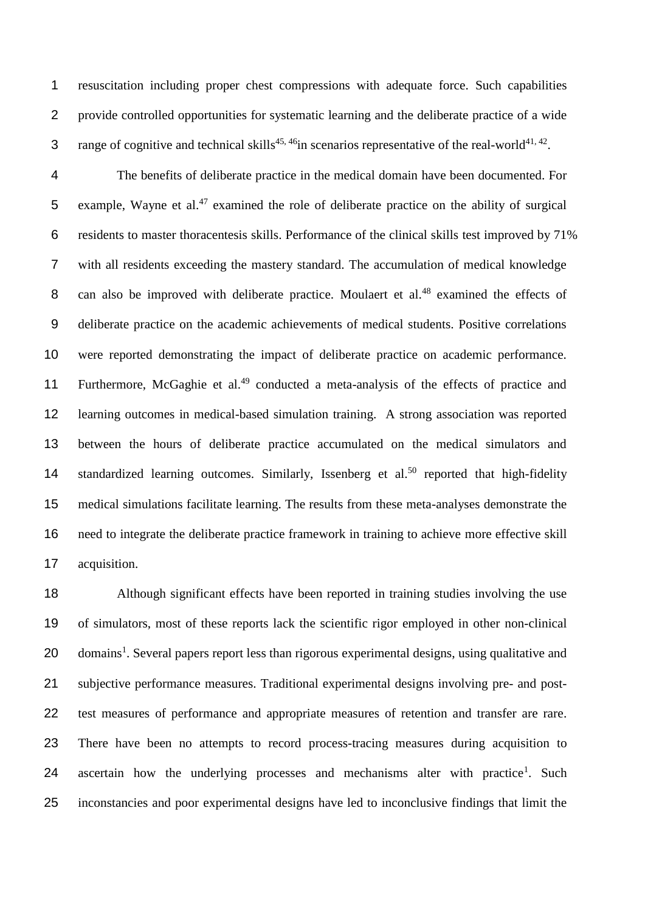resuscitation including proper chest compressions with adequate force. Such capabilities provide controlled opportunities for systematic learning and the deliberate practice of a wide range of cognitive and technical skills[45, 46]in scenarios representative of the real-world[41, 42].

The benefits of deliberate practice in the medical domain have been documented. For example, Wayne et al.[47] examined the role of deliberate practice on the ability of surgical residents to master thoracentesis skills. Performance of the clinical skills test improved by 71% with all residents exceeding the mastery standard. The accumulation of medical knowledge can also be improved with deliberate practice. Moulaert et al.[48] examined the effects of deliberate practice on the academic achievements of medical students. Positive correlations were reported demonstrating the impact of deliberate practice on academic performance. Furthermore, McGaghie et al.[49] conducted a meta-analysis of the effects of practice and learning outcomes in medical-based simulation training. A strong association was reported between the hours of deliberate practice accumulated on the medical simulators and standardized learning outcomes. Similarly, Issenberg et al.[50] reported that high-fidelity medical simulations facilitate learning. The results from these meta-analyses demonstrate the need to integrate the deliberate practice framework in training to achieve more effective skill acquisition.

Although significant effects have been reported in training studies involving the use of simulators, most of these reports lack the scientific rigor employed in other non-clinical domains[1]. Several papers report less than rigorous experimental designs, using qualitative and subjective performance measures. Traditional experimental designs involving pre- and post-test measures of performance and appropriate measures of retention and transfer are rare. There have been no attempts to record process-tracing measures during acquisition to ascertain how the underlying processes and mechanisms alter with practice[1]. Such inconstancies and poor experimental designs have led to inconclusive findings that limit the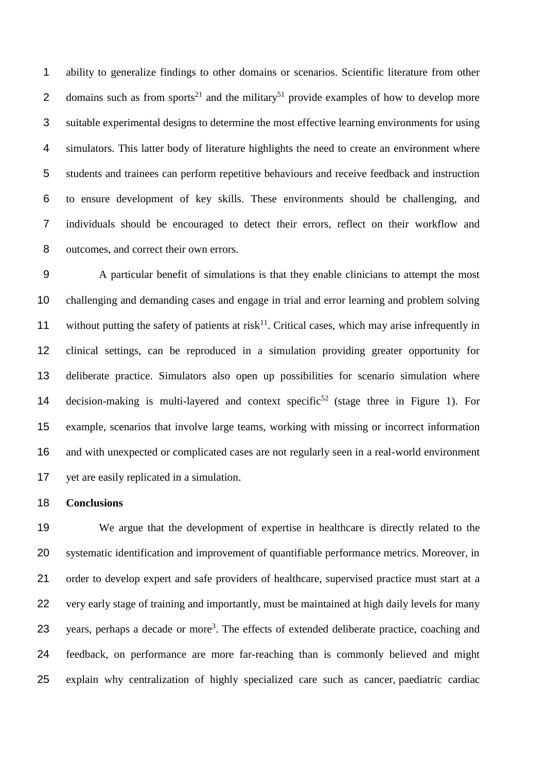ability to generalize findings to other domains or scenarios. Scientific literature from other domains such as from sports[21] and the military[51] provide examples of how to develop more suitable experimental designs to determine the most effective learning environments for using simulators. This latter body of literature highlights the need to create an environment where students and trainees can perform repetitive behaviours and receive feedback and instruction to ensure development of key skills. These environments should be challenging, and individuals should be encouraged to detect their errors, reflect on their workflow and outcomes, and correct their own errors.

A particular benefit of simulations is that they enable clinicians to attempt the most challenging and demanding cases and engage in trial and error learning and problem solving without putting the safety of patients at risk[11]. Critical cases, which may arise infrequently in clinical settings, can be reproduced in a simulation providing greater opportunity for deliberate practice. Simulators also open up possibilities for scenario simulation where decision-making is multi-layered and context specific[52] (stage three in Figure 1). For example, scenarios that involve large teams, working with missing or incorrect information and with unexpected or complicated cases are not regularly seen in a real-world environment yet are easily replicated in a simulation.

## Conclusions

We argue that the development of expertise in healthcare is directly related to the systematic identification and improvement of quantifiable performance metrics. Moreover, in order to develop expert and safe providers of healthcare, supervised practice must start at a very early stage of training and importantly, must be maintained at high daily levels for many years, perhaps a decade or more[3]. The effects of extended deliberate practice, coaching and feedback, on performance are more far-reaching than is commonly believed and might explain why centralization of highly specialized care such as cancer, paediatric cardiac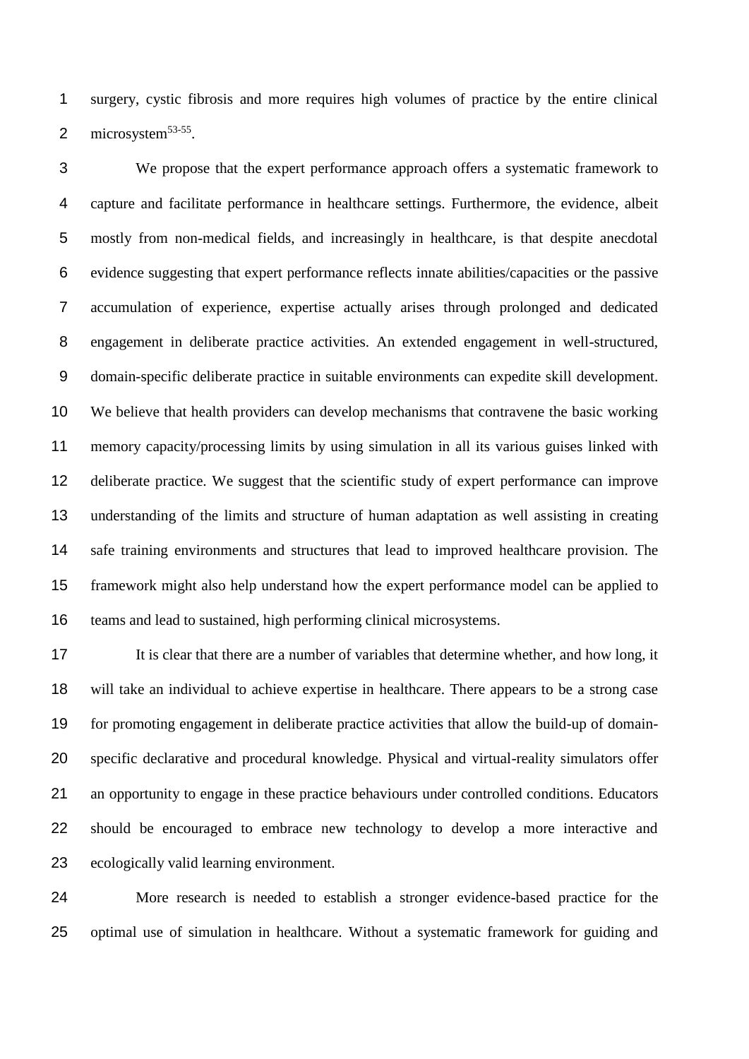surgery, cystic fibrosis and more requires high volumes of practice by the entire clinical microsystem[53-55].

We propose that the expert performance approach offers a systematic framework to capture and facilitate performance in healthcare settings. Furthermore, the evidence, albeit mostly from non-medical fields, and increasingly in healthcare, is that despite anecdotal evidence suggesting that expert performance reflects innate abilities/capacities or the passive accumulation of experience, expertise actually arises through prolonged and dedicated engagement in deliberate practice activities. An extended engagement in well-structured, domain-specific deliberate practice in suitable environments can expedite skill development. We believe that health providers can develop mechanisms that contravene the basic working memory capacity/processing limits by using simulation in all its various guises linked with deliberate practice. We suggest that the scientific study of expert performance can improve understanding of the limits and structure of human adaptation as well assisting in creating safe training environments and structures that lead to improved healthcare provision. The framework might also help understand how the expert performance model can be applied to teams and lead to sustained, high performing clinical microsystems.

It is clear that there are a number of variables that determine whether, and how long, it will take an individual to achieve expertise in healthcare. There appears to be a strong case for promoting engagement in deliberate practice activities that allow the build-up of domain-specific declarative and procedural knowledge. Physical and virtual-reality simulators offer an opportunity to engage in these practice behaviours under controlled conditions. Educators should be encouraged to embrace new technology to develop a more interactive and ecologically valid learning environment.

More research is needed to establish a stronger evidence-based practice for the optimal use of simulation in healthcare. Without a systematic framework for guiding and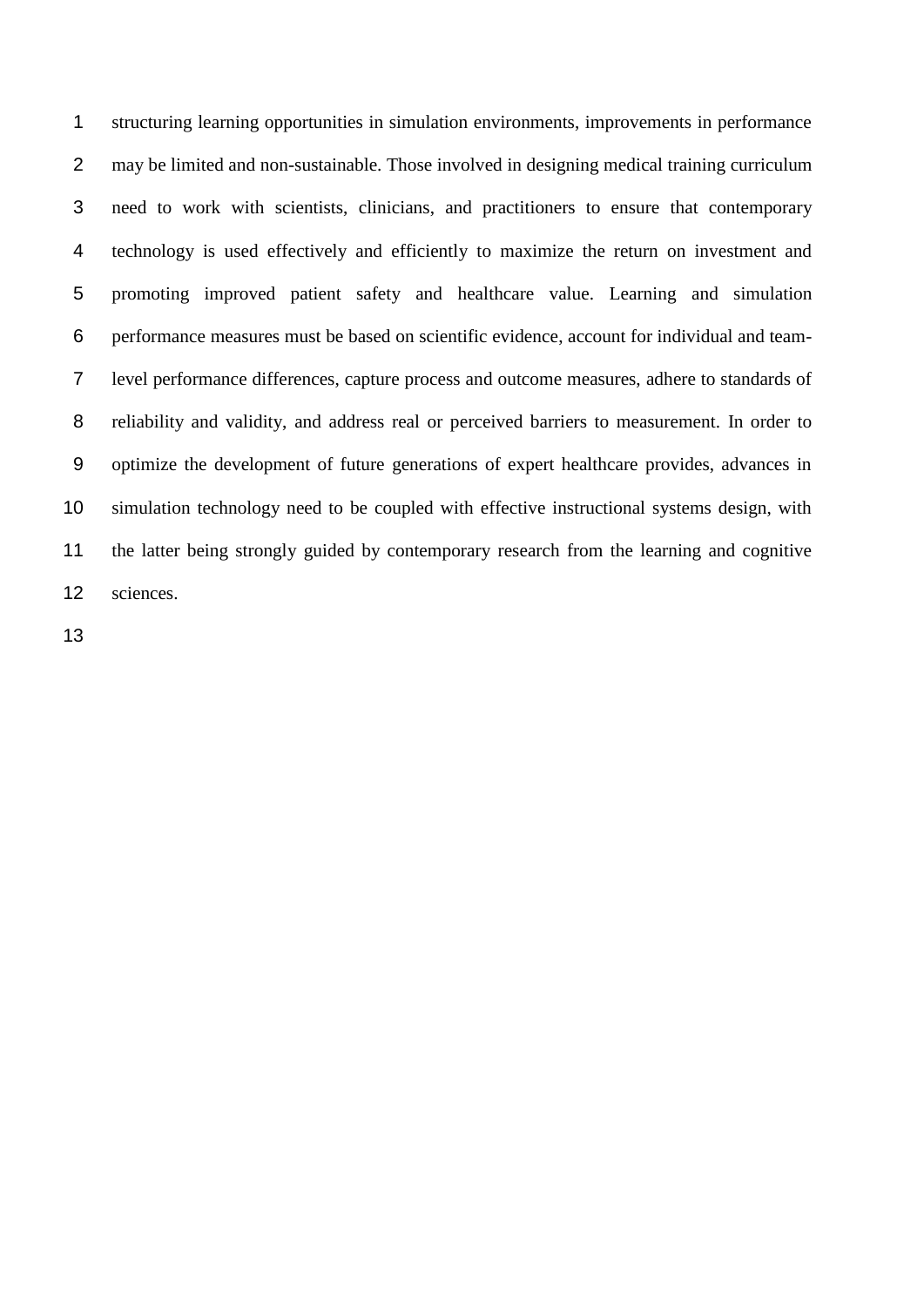structuring learning opportunities in simulation environments, improvements in performance may be limited and non-sustainable. Those involved in designing medical training curriculum need to work with scientists, clinicians, and practitioners to ensure that contemporary technology is used effectively and efficiently to maximize the return on investment and promoting improved patient safety and healthcare value. Learning and simulation performance measures must be based on scientific evidence, account for individual and team-level performance differences, capture process and outcome measures, adhere to standards of reliability and validity, and address real or perceived barriers to measurement. In order to optimize the development of future generations of expert healthcare provides, advances in simulation technology need to be coupled with effective instructional systems design, with the latter being strongly guided by contemporary research from the learning and cognitive sciences.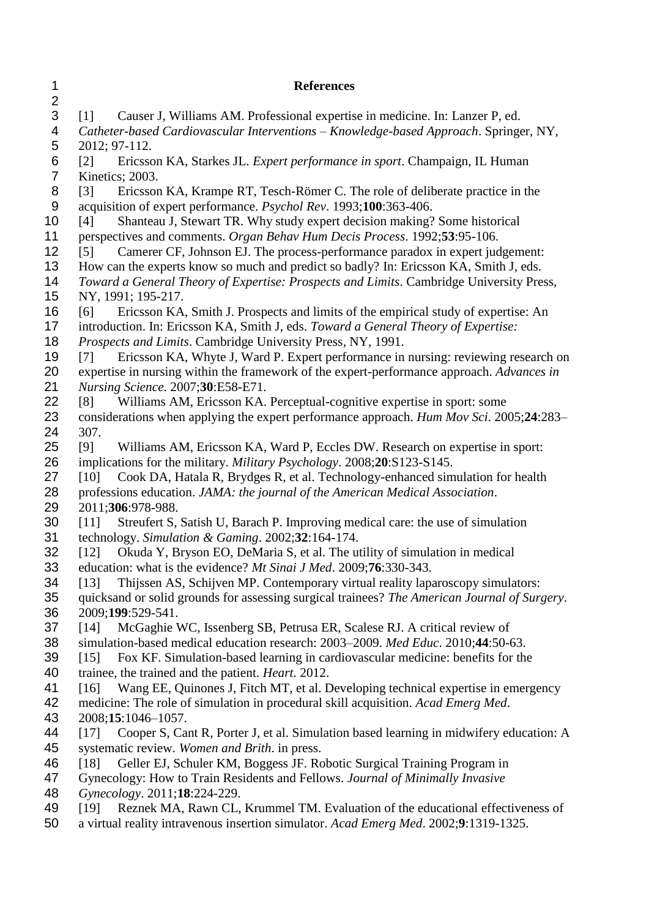**References**

[1] Causer J, Williams AM. Professional expertise in medicine. In: Lanzer P, ed. *Catheter-based Cardiovascular Interventions – Knowledge-based Approach*. Springer, NY, 2012; 97-112.

[2] Ericsson KA, Starkes JL. *Expert performance in sport*. Champaign, IL Human Kinetics; 2003.

[3] Ericsson KA, Krampe RT, Tesch-Römer C. The role of deliberate practice in the acquisition of expert performance. *Psychol Rev*. 1993;**100**:363-406.

[4] Shanteau J, Stewart TR. Why study expert decision making? Some historical perspectives and comments. *Organ Behav Hum Decis Process*. 1992;**53**:95-106.

[5] Camerer CF, Johnson EJ. The process-performance paradox in expert judgement: How can the experts know so much and predict so badly? In: Ericsson KA, Smith J, eds. *Toward a General Theory of Expertise: Prospects and Limits*. Cambridge University Press, NY, 1991; 195-217.

[6] Ericsson KA, Smith J. Prospects and limits of the empirical study of expertise: An introduction. In: Ericsson KA, Smith J, eds. *Toward a General Theory of Expertise: Prospects and Limits*. Cambridge University Press, NY, 1991.

[7] Ericsson KA, Whyte J, Ward P. Expert performance in nursing: reviewing research on expertise in nursing within the framework of the expert-performance approach. *Advances in Nursing Science*. 2007;**30**:E58-E71.

[8] Williams AM, Ericsson KA. Perceptual-cognitive expertise in sport: some considerations when applying the expert performance approach. *Hum Mov Sci*. 2005;**24**:283–307.

[9] Williams AM, Ericsson KA, Ward P, Eccles DW. Research on expertise in sport: implications for the military. *Military Psychology*. 2008;**20**:S123-S145.

[10] Cook DA, Hatala R, Brydges R, et al. Technology-enhanced simulation for health professions education. *JAMA: the journal of the American Medical Association*. 2011;**306**:978-988.

[11] Streufert S, Satish U, Barach P. Improving medical care: the use of simulation technology. *Simulation & Gaming*. 2002;**32**:164-174.

[12] Okuda Y, Bryson EO, DeMaria S, et al. The utility of simulation in medical education: what is the evidence? *Mt Sinai J Med*. 2009;**76**:330-343.

[13] Thijssen AS, Schijven MP. Contemporary virtual reality laparoscopy simulators: quicksand or solid grounds for assessing surgical trainees? *The American Journal of Surgery*. 2009;**199**:529-541.

[14] McGaghie WC, Issenberg SB, Petrusa ER, Scalese RJ. A critical review of simulation-based medical education research: 2003–2009. *Med Educ*. 2010;**44**:50-63.

[15] Fox KF. Simulation-based learning in cardiovascular medicine: benefits for the trainee, the trained and the patient. *Heart*. 2012.

[16] Wang EE, Quinones J, Fitch MT, et al. Developing technical expertise in emergency medicine: The role of simulation in procedural skill acquisition. *Acad Emerg Med*. 2008;**15**:1046–1057.

[17] Cooper S, Cant R, Porter J, et al. Simulation based learning in midwifery education: A systematic review. *Women and Brith*. in press.

[18] Geller EJ, Schuler KM, Boggess JF. Robotic Surgical Training Program in Gynecology: How to Train Residents and Fellows. *Journal of Minimally Invasive Gynecology*. 2011;**18**:224-229.

[19] Reznek MA, Rawn CL, Krummel TM. Evaluation of the educational effectiveness of a virtual reality intravenous insertion simulator. *Acad Emerg Med*. 2002;**9**:1319-1325.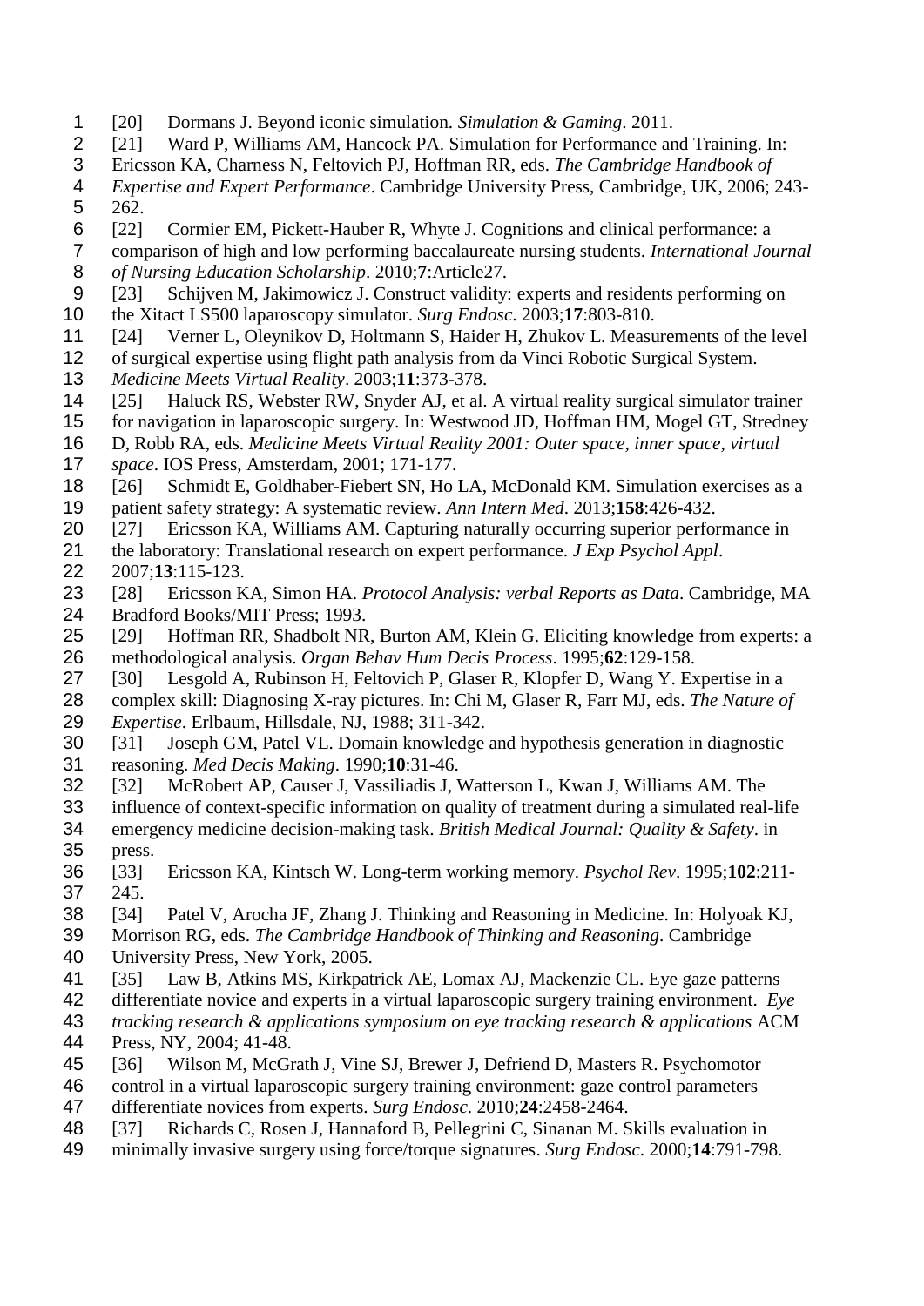[20] Dormans J. Beyond iconic simulation. *Simulation & Gaming*. 2011.

[21] Ward P, Williams AM, Hancock PA. Simulation for Performance and Training. In: Ericsson KA, Charness N, Feltovich PJ, Hoffman RR, eds. *The Cambridge Handbook of Expertise and Expert Performance*. Cambridge University Press, Cambridge, UK, 2006; 243-262.

[22] Cormier EM, Pickett-Hauber R, Whyte J. Cognitions and clinical performance: a comparison of high and low performing baccalaureate nursing students. *International Journal of Nursing Education Scholarship*. 2010;**7**:Article27.

[23] Schijven M, Jakimowicz J. Construct validity: experts and residents performing on the Xitact LS500 laparoscopy simulator. *Surg Endosc*. 2003;**17**:803-810.

[24] Verner L, Oleynikov D, Holtmann S, Haider H, Zhukov L. Measurements of the level of surgical expertise using flight path analysis from da Vinci Robotic Surgical System. *Medicine Meets Virtual Reality*. 2003;**11**:373-378.

[25] Haluck RS, Webster RW, Snyder AJ, et al. A virtual reality surgical simulator trainer for navigation in laparoscopic surgery. In: Westwood JD, Hoffman HM, Mogel GT, Stredney D, Robb RA, eds. *Medicine Meets Virtual Reality 2001: Outer space, inner space, virtual space*. IOS Press, Amsterdam, 2001; 171-177.

[26] Schmidt E, Goldhaber-Fiebert SN, Ho LA, McDonald KM. Simulation exercises as a patient safety strategy: A systematic review. *Ann Intern Med*. 2013;**158**:426-432.

[27] Ericsson KA, Williams AM. Capturing naturally occurring superior performance in the laboratory: Translational research on expert performance. *J Exp Psychol Appl*. 2007;**13**:115-123.

[28] Ericsson KA, Simon HA. *Protocol Analysis: verbal Reports as Data*. Cambridge, MA Bradford Books/MIT Press; 1993.

[29] Hoffman RR, Shadbolt NR, Burton AM, Klein G. Eliciting knowledge from experts: a methodological analysis. *Organ Behav Hum Decis Process*. 1995;**62**:129-158.

[30] Lesgold A, Rubinson H, Feltovich P, Glaser R, Klopfer D, Wang Y. Expertise in a complex skill: Diagnosing X-ray pictures. In: Chi M, Glaser R, Farr MJ, eds. *The Nature of Expertise*. Erlbaum, Hillsdale, NJ, 1988; 311-342.

[31] Joseph GM, Patel VL. Domain knowledge and hypothesis generation in diagnostic reasoning. *Med Decis Making*. 1990;**10**:31-46.

[32] McRobert AP, Causer J, Vassiliadis J, Watterson L, Kwan J, Williams AM. The influence of context-specific information on quality of treatment during a simulated real-life emergency medicine decision-making task. *British Medical Journal: Quality & Safety*. in press.

[33] Ericsson KA, Kintsch W. Long-term working memory. *Psychol Rev*. 1995;**102**:211-245.

[34] Patel V, Arocha JF, Zhang J. Thinking and Reasoning in Medicine. In: Holyoak KJ, Morrison RG, eds. *The Cambridge Handbook of Thinking and Reasoning*. Cambridge University Press, New York, 2005.

[35] Law B, Atkins MS, Kirkpatrick AE, Lomax AJ, Mackenzie CL. Eye gaze patterns differentiate novice and experts in a virtual laparoscopic surgery training environment. *Eye tracking research & applications symposium on eye tracking research & applications* ACM Press, NY, 2004; 41-48.

[36] Wilson M, McGrath J, Vine SJ, Brewer J, Defriend D, Masters R. Psychomotor control in a virtual laparoscopic surgery training environment: gaze control parameters differentiate novices from experts. *Surg Endosc*. 2010;**24**:2458-2464.

[37] Richards C, Rosen J, Hannaford B, Pellegrini C, Sinanan M. Skills evaluation in minimally invasive surgery using force/torque signatures. *Surg Endosc*. 2000;**14**:791-798.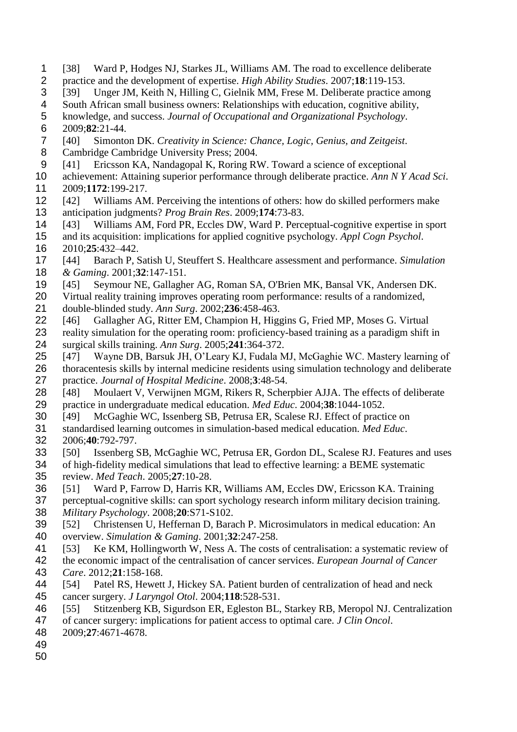[38] Ward P, Hodges NJ, Starkes JL, Williams AM. The road to excellence deliberate practice and the development of expertise. *High Ability Studies*. 2007;**18**:119-153.

[39] Unger JM, Keith N, Hilling C, Gielnik MM, Frese M. Deliberate practice among South African small business owners: Relationships with education, cognitive ability, knowledge, and success. *Journal of Occupational and Organizational Psychology*. 2009;**82**:21-44.

[40] Simonton DK. *Creativity in Science: Chance, Logic, Genius, and Zeitgeist*. Cambridge Cambridge University Press; 2004.

[41] Ericsson KA, Nandagopal K, Roring RW. Toward a science of exceptional achievement: Attaining superior performance through deliberate practice. *Ann N Y Acad Sci*. 2009;**1172**:199-217.

[42] Williams AM. Perceiving the intentions of others: how do skilled performers make anticipation judgments? *Prog Brain Res*. 2009;**174**:73-83.

[43] Williams AM, Ford PR, Eccles DW, Ward P. Perceptual-cognitive expertise in sport and its acquisition: implications for applied cognitive psychology. *Appl Cogn Psychol*. 2010;**25**:432–442.

[44] Barach P, Satish U, Steuffert S. Healthcare assessment and performance. *Simulation & Gaming*. 2001;**32**:147-151.

[45] Seymour NE, Gallagher AG, Roman SA, O'Brien MK, Bansal VK, Andersen DK. Virtual reality training improves operating room performance: results of a randomized, double-blinded study. *Ann Surg*. 2002;**236**:458-463.

[46] Gallagher AG, Ritter EM, Champion H, Higgins G, Fried MP, Moses G. Virtual reality simulation for the operating room: proficiency-based training as a paradigm shift in surgical skills training. *Ann Surg*. 2005;**241**:364-372.

[47] Wayne DB, Barsuk JH, O'Leary KJ, Fudala MJ, McGaghie WC. Mastery learning of thoracentesis skills by internal medicine residents using simulation technology and deliberate practice. *Journal of Hospital Medicine*. 2008;**3**:48-54.

[48] Moulaert V, Verwijnen MGM, Rikers R, Scherpbier AJJA. The effects of deliberate practice in undergraduate medical education. *Med Educ*. 2004;**38**:1044-1052.

[49] McGaghie WC, Issenberg SB, Petrusa ER, Scalese RJ. Effect of practice on standardised learning outcomes in simulation-based medical education. *Med Educ*. 2006;**40**:792-797.

[50] Issenberg SB, McGaghie WC, Petrusa ER, Gordon DL, Scalese RJ. Features and uses of high-fidelity medical simulations that lead to effective learning: a BEME systematic review. *Med Teach*. 2005;**27**:10-28.

[51] Ward P, Farrow D, Harris KR, Williams AM, Eccles DW, Ericsson KA. Training perceptual-cognitive skills: can sport sychology research inform military decision training. *Military Psychology*. 2008;**20**:S71-S102.

[52] Christensen U, Heffernan D, Barach P. Microsimulators in medical education: An overview. *Simulation & Gaming*. 2001;**32**:247-258.

[53] Ke KM, Hollingworth W, Ness A. The costs of centralisation: a systematic review of the economic impact of the centralisation of cancer services. *European Journal of Cancer Care*. 2012;**21**:158-168.

[54] Patel RS, Hewett J, Hickey SA. Patient burden of centralization of head and neck cancer surgery. *J Laryngol Otol*. 2004;**118**:528-531.

[55] Stitzenberg KB, Sigurdson ER, Egleston BL, Starkey RB, Meropol NJ. Centralization of cancer surgery: implications for patient access to optimal care. *J Clin Oncol*. 2009;**27**:4671-4678.